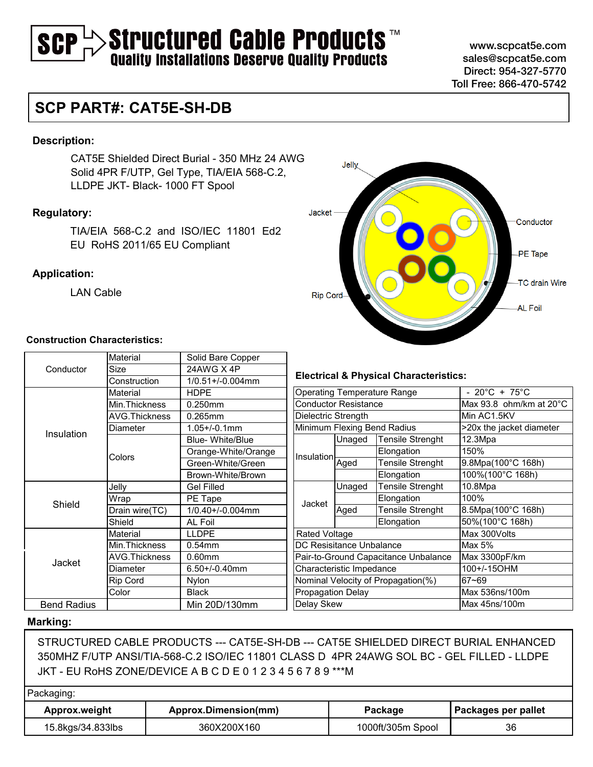# SCP Structured Cable Products™

**Quality Installations Deserve Quality Products**

www.scpcat5e.com
sales@scpcat5e.com
Direct: 954-327-5770
Toll Free: 866-470-5742

## SCP PART#: CAT5E-SH-DB

### Description:

CAT5E Shielded Direct Burial - 350 MHz 24 AWG Solid 4PR F/UTP, Gel Type, TIA/EIA 568-C.2, LLDPE JKT- Black- 1000 FT Spool

### Regulatory:

TIA/EIA 568-C.2 and ISO/IEC 11801 Ed2
EU RoHS 2011/65 EU Compliant

### Application:

LAN Cable

Jelly
Jacket
Conductor
PE Tape
TC drain Wire
Rip Cord
AL Foil

### Construction Characteristics:

| | | |
|---|---|---|
| Conductor | Material | Solid Bare Copper |
| | Size | 24AWG X 4P |
| | Construction | 1/0.51+/-0.004mm |
| Insulation | Material | HDPE |
| | Min.Thickness | 0.250mm |
| | AVG.Thickness | 0.265mm |
| | Diameter | 1.05+/-0.1mm |
| | Colors | Blue- White/Blue |
| | | Orange-White/Orange |
| | | Green-White/Green |
| | | Brown-White/Brown |
| Shield | Jelly | Gel Filled |
| | Wrap | PE Tape |
| | Drain wire(TC) | 1/0.40+/-0.004mm |
| | Shield | AL Foil |
| Jacket | Material | LLDPE |
| | Min.Thickness | 0.54mm |
| | AVG.Thickness | 0.60mm |
| | Diameter | 6.50+/-0.40mm |
| | Rip Cord | Nylon |
| | Color | Black |
| Bend Radius | | Min 20D/130mm |

### Electrical & Physical Characteristics:

| | | | |
|---|---|---|---|
| Operating Temperature Range | | | - 20°C + 75°C |
| Conductor Resistance | | | Max 93.8 ohm/km at 20°C |
| Dielectric Strength | | | Min AC1.5KV |
| Minimum Flexing Bend Radius | | | >20x the jacket diameter |
| Insulation | Unaged | Tensile Strenght | 12.3Mpa |
| | | Elongation | 150% |
| | Aged | Tensile Strenght | 9.8Mpa(100°C 168h) |
| | | Elongation | 100%(100°C 168h) |
| Jacket | Unaged | Tensile Strenght | 10.8Mpa |
| | | Elongation | 100% |
| | Aged | Tensile Strenght | 8.5Mpa(100°C 168h) |
| | | Elongation | 50%(100°C 168h) |
| Rated Voltage | | | Max 300Volts |
| DC Resisitance Unbalance | | | Max 5% |
| Pair-to-Ground Capacitance Unbalance | | | Max 3300pF/km |
| Characteristic Impedance | | | 100+/-15OHM |
| Nominal Velocity of Propagation(%) | | | 67~69 |
| Propagation Delay | | | Max 536ns/100m |
| Delay Skew | | | Max 45ns/100m |

### Marking:

STRUCTURED CABLE PRODUCTS --- CAT5E-SH-DB --- CAT5E SHIELDED DIRECT BURIAL ENHANCED 350MHZ F/UTP ANSI/TIA-568-C.2 ISO/IEC 11801 CLASS D 4PR 24AWG SOL BC - GEL FILLED - LLDPE JKT - EU RoHS ZONE/DEVICE A B C D E 0 1 2 3 4 5 6 7 8 9 ***M

Packaging:

| Approx.weight | Approx.Dimension(mm) | Package | Packages per pallet |
|---|---|---|---|
| 15.8kgs/34.833lbs | 360X200X160 | 1000ft/305m Spool | 36 |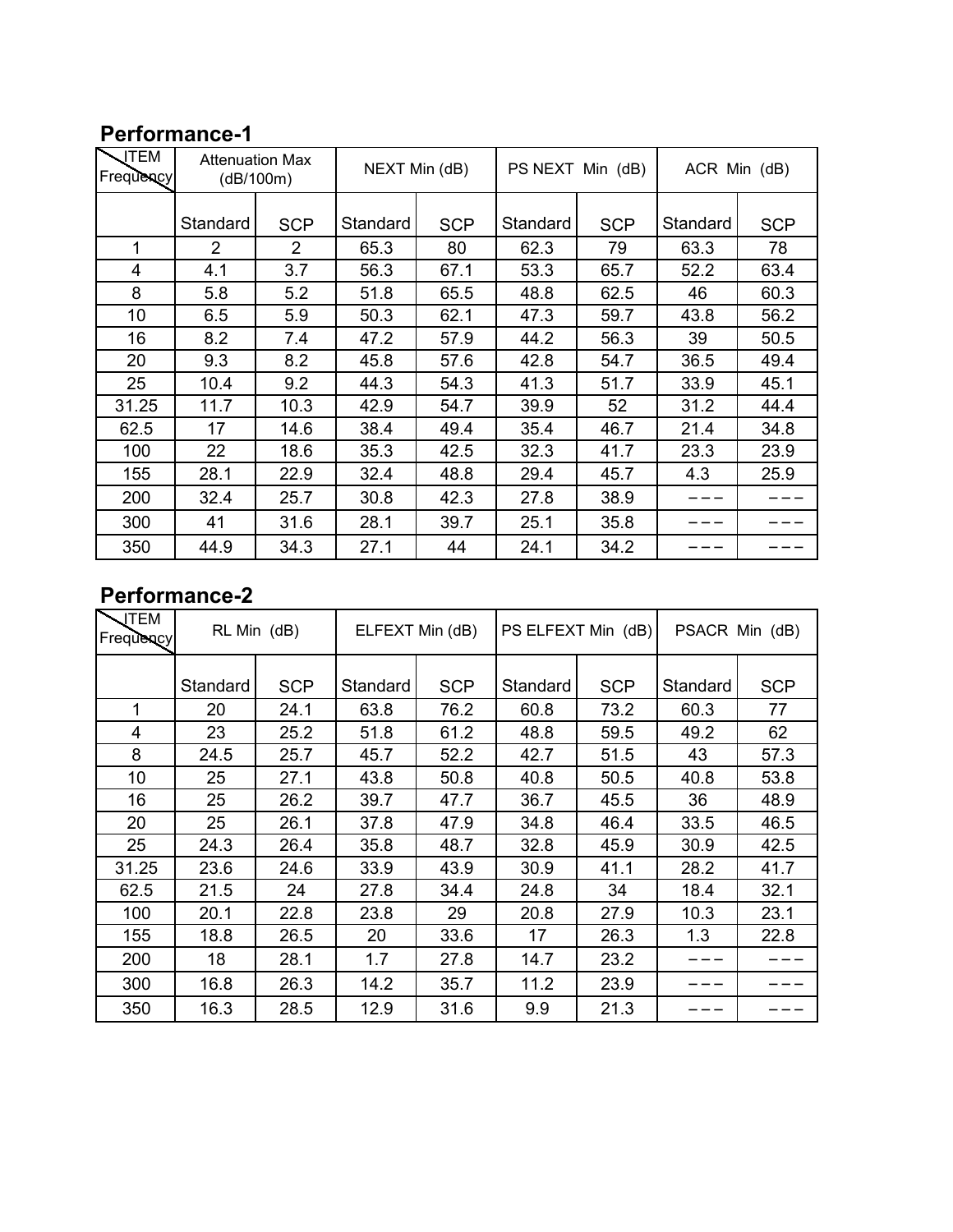## Performance-1

| ITEM / Frequency | Attenuation Max (dB/100m) | | NEXT Min (dB) | | PS NEXT Min (dB) | | ACR Min (dB) | |
|---|---|---|---|---|---|---|---|---|
| | Standard | SCP | Standard | SCP | Standard | SCP | Standard | SCP |
| 1 | 2 | 2 | 65.3 | 80 | 62.3 | 79 | 63.3 | 78 |
| 4 | 4.1 | 3.7 | 56.3 | 67.1 | 53.3 | 65.7 | 52.2 | 63.4 |
| 8 | 5.8 | 5.2 | 51.8 | 65.5 | 48.8 | 62.5 | 46 | 60.3 |
| 10 | 6.5 | 5.9 | 50.3 | 62.1 | 47.3 | 59.7 | 43.8 | 56.2 |
| 16 | 8.2 | 7.4 | 47.2 | 57.9 | 44.2 | 56.3 | 39 | 50.5 |
| 20 | 9.3 | 8.2 | 45.8 | 57.6 | 42.8 | 54.7 | 36.5 | 49.4 |
| 25 | 10.4 | 9.2 | 44.3 | 54.3 | 41.3 | 51.7 | 33.9 | 45.1 |
| 31.25 | 11.7 | 10.3 | 42.9 | 54.7 | 39.9 | 52 | 31.2 | 44.4 |
| 62.5 | 17 | 14.6 | 38.4 | 49.4 | 35.4 | 46.7 | 21.4 | 34.8 |
| 100 | 22 | 18.6 | 35.3 | 42.5 | 32.3 | 41.7 | 23.3 | 23.9 |
| 155 | 28.1 | 22.9 | 32.4 | 48.8 | 29.4 | 45.7 | 4.3 | 25.9 |
| 200 | 32.4 | 25.7 | 30.8 | 42.3 | 27.8 | 38.9 | −−− | −−− |
| 300 | 41 | 31.6 | 28.1 | 39.7 | 25.1 | 35.8 | −−− | −−− |
| 350 | 44.9 | 34.3 | 27.1 | 44 | 24.1 | 34.2 | −−− | −−− |

## Performance-2

| ITEM / Frequency | RL Min (dB) | | ELFEXT Min (dB) | | PS ELFEXT Min (dB) | | PSACR Min (dB) | |
|---|---|---|---|---|---|---|---|---|
| | Standard | SCP | Standard | SCP | Standard | SCP | Standard | SCP |
| 1 | 20 | 24.1 | 63.8 | 76.2 | 60.8 | 73.2 | 60.3 | 77 |
| 4 | 23 | 25.2 | 51.8 | 61.2 | 48.8 | 59.5 | 49.2 | 62 |
| 8 | 24.5 | 25.7 | 45.7 | 52.2 | 42.7 | 51.5 | 43 | 57.3 |
| 10 | 25 | 27.1 | 43.8 | 50.8 | 40.8 | 50.5 | 40.8 | 53.8 |
| 16 | 25 | 26.2 | 39.7 | 47.7 | 36.7 | 45.5 | 36 | 48.9 |
| 20 | 25 | 26.1 | 37.8 | 47.9 | 34.8 | 46.4 | 33.5 | 46.5 |
| 25 | 24.3 | 26.4 | 35.8 | 48.7 | 32.8 | 45.9 | 30.9 | 42.5 |
| 31.25 | 23.6 | 24.6 | 33.9 | 43.9 | 30.9 | 41.1 | 28.2 | 41.7 |
| 62.5 | 21.5 | 24 | 27.8 | 34.4 | 24.8 | 34 | 18.4 | 32.1 |
| 100 | 20.1 | 22.8 | 23.8 | 29 | 20.8 | 27.9 | 10.3 | 23.1 |
| 155 | 18.8 | 26.5 | 20 | 33.6 | 17 | 26.3 | 1.3 | 22.8 |
| 200 | 18 | 28.1 | 1.7 | 27.8 | 14.7 | 23.2 | −−− | −−− |
| 300 | 16.8 | 26.3 | 14.2 | 35.7 | 11.2 | 23.9 | −−− | −−− |
| 350 | 16.3 | 28.5 | 12.9 | 31.6 | 9.9 | 21.3 | −−− | −−− |